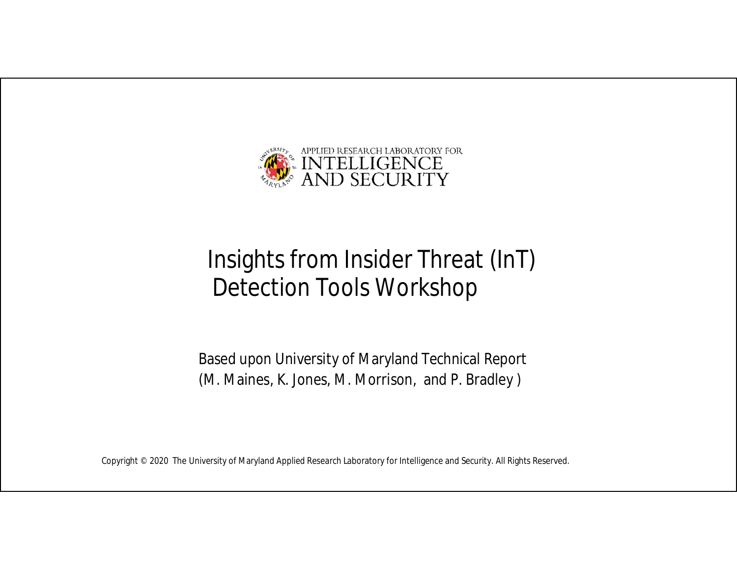APPLIED RESEARCH LABORATORY FOR
INTELLIGENCE
AND SECURITY

# Insights from Insider Threat (InT) Detection Tools Workshop

Based upon University of Maryland Technical Report
(M. Maines, K. Jones, M. Morrison, and P. Bradley )

Copyright © 2020 The University of Maryland Applied Research Laboratory for Intelligence and Security. All Rights Reserved.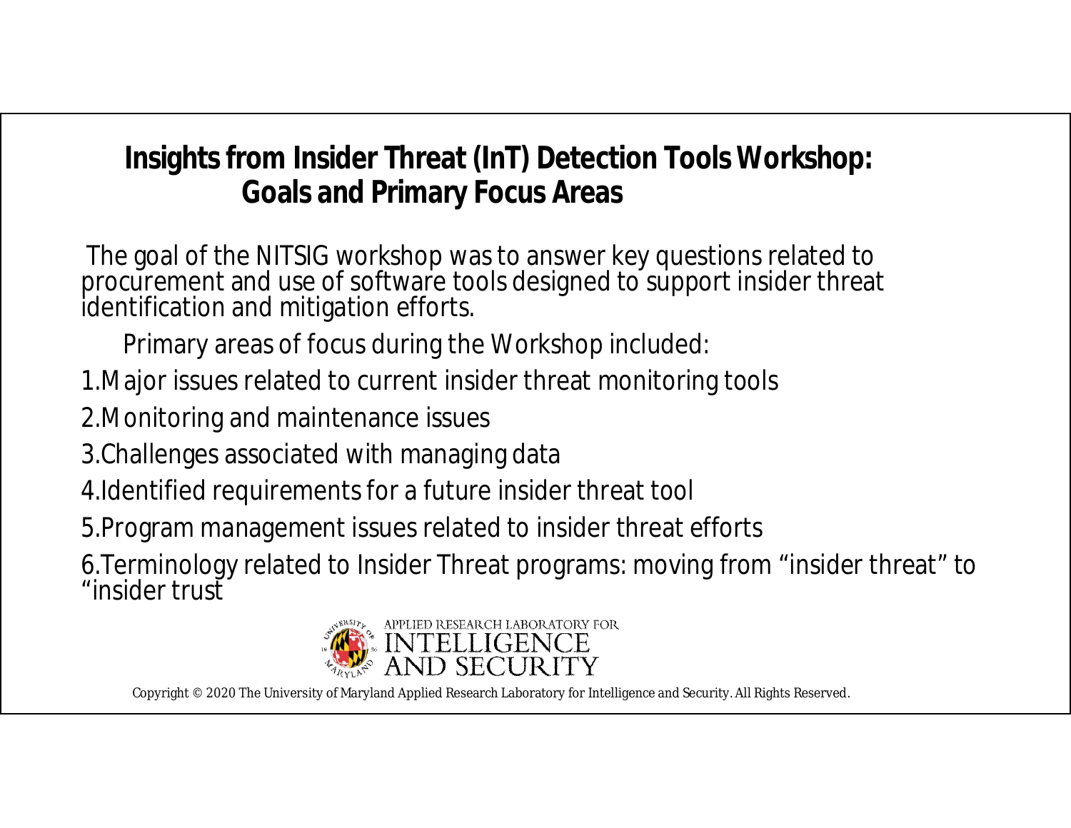## Insights from Insider Threat (InT) Detection Tools Workshop: Goals and Primary Focus Areas

The goal of the NITSIG workshop was to answer key questions related to procurement and use of software tools designed to support insider threat identification and mitigation efforts.

Primary areas of focus during the Workshop included:

1. Major issues related to current insider threat monitoring tools
2. Monitoring and maintenance issues
3. Challenges associated with managing data
4. Identified requirements for a future insider threat tool
5. Program management issues related to insider threat efforts
6. Terminology related to Insider Threat programs: moving from "insider threat" to "insider trust

APPLIED RESEARCH LABORATORY FOR INTELLIGENCE AND SECURITY

Copyright © 2020 The University of Maryland Applied Research Laboratory for Intelligence and Security. All Rights Reserved.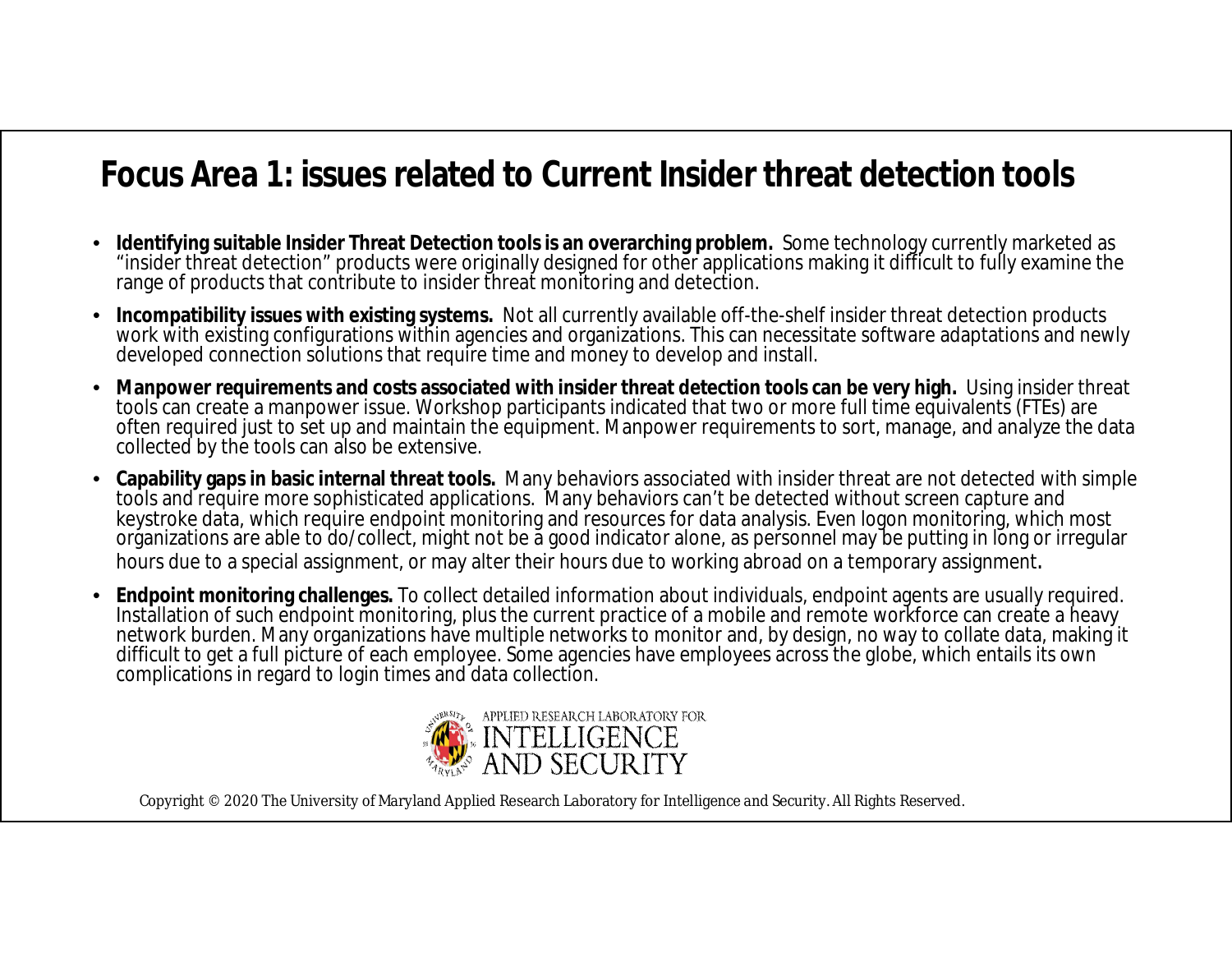# Focus Area 1: issues related to Current Insider threat detection tools

- **Identifying suitable Insider Threat Detection tools is an overarching problem.** Some technology currently marketed as "insider threat detection" products were originally designed for other applications making it difficult to fully examine the range of products that contribute to insider threat monitoring and detection.
- **Incompatibility issues with existing systems.** Not all currently available off-the-shelf insider threat detection products work with existing configurations within agencies and organizations. This can necessitate software adaptations and newly developed connection solutions that require time and money to develop and install.
- **Manpower requirements and costs associated with insider threat detection tools can be very high.** Using insider threat tools can create a manpower issue. Workshop participants indicated that two or more full time equivalents (FTEs) are often required just to set up and maintain the equipment. Manpower requirements to sort, manage, and analyze the data collected by the tools can also be extensive.
- **Capability gaps in basic internal threat tools.** Many behaviors associated with insider threat are not detected with simple tools and require more sophisticated applications. Many behaviors can't be detected without screen capture and keystroke data, which require endpoint monitoring and resources for data analysis. Even logon monitoring, which most organizations are able to do/collect, might not be a good indicator alone, as personnel may be putting in long or irregular hours due to a special assignment, or may alter their hours due to working abroad on a temporary assignment.
- **Endpoint monitoring challenges.** To collect detailed information about individuals, endpoint agents are usually required. Installation of such endpoint monitoring, plus the current practice of a mobile and remote workforce can create a heavy network burden. Many organizations have multiple networks to monitor and, by design, no way to collate data, making it difficult to get a full picture of each employee. Some agencies have employees across the globe, which entails its own complications in regard to login times and data collection.

APPLIED RESEARCH LABORATORY FOR INTELLIGENCE AND SECURITY

Copyright © 2020 The University of Maryland Applied Research Laboratory for Intelligence and Security. All Rights Reserved.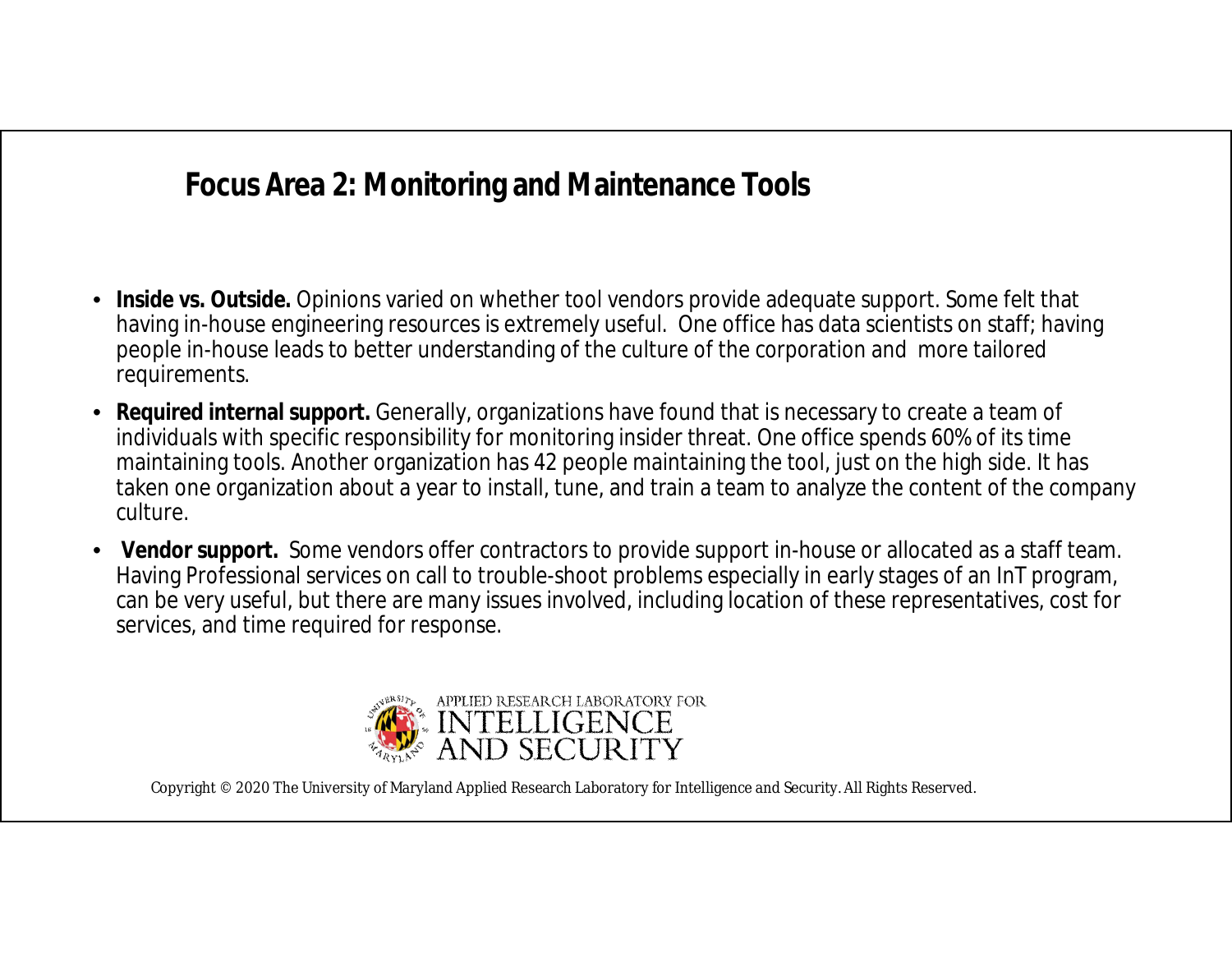## Focus Area 2: Monitoring and Maintenance Tools

- **Inside vs. Outside.** Opinions varied on whether tool vendors provide adequate support. Some felt that having in-house engineering resources is extremely useful. One office has data scientists on staff; having people in-house leads to better understanding of the culture of the corporation and more tailored requirements.
- **Required internal support.** Generally, organizations have found that is necessary to create a team of individuals with specific responsibility for monitoring insider threat. One office spends 60% of its time maintaining tools. Another organization has 42 people maintaining the tool, just on the high side. It has taken one organization about a year to install, tune, and train a team to analyze the content of the company culture.
- **Vendor support.** Some vendors offer contractors to provide support in-house or allocated as a staff team. Having Professional services on call to trouble-shoot problems especially in early stages of an InT program, can be very useful, but there are many issues involved, including location of these representatives, cost for services, and time required for response.

APPLIED RESEARCH LABORATORY FOR INTELLIGENCE AND SECURITY

Copyright © 2020 The University of Maryland Applied Research Laboratory for Intelligence and Security. All Rights Reserved.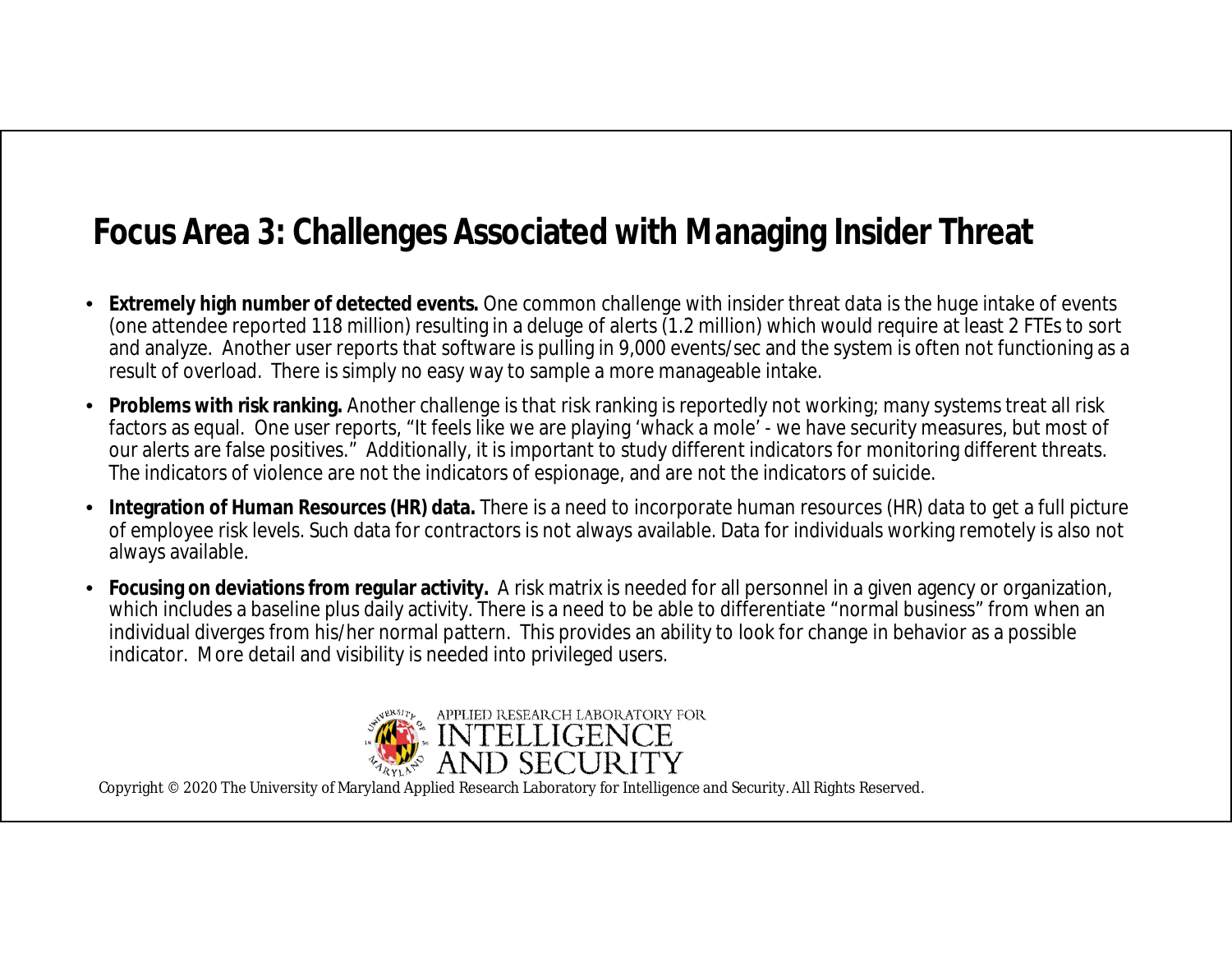# Focus Area 3: Challenges Associated with Managing Insider Threat

- **Extremely high number of detected events.** One common challenge with insider threat data is the huge intake of events (one attendee reported 118 million) resulting in a deluge of alerts (1.2 million) which would require at least 2 FTEs to sort and analyze. Another user reports that software is pulling in 9,000 events/sec and the system is often not functioning as a result of overload. There is simply no easy way to sample a more manageable intake.
- **Problems with risk ranking.** Another challenge is that risk ranking is reportedly not working; many systems treat all risk factors as equal. One user reports, "It feels like we are playing 'whack a mole' - we have security measures, but most of our alerts are false positives." Additionally, it is important to study different indicators for monitoring different threats. The indicators of violence are not the indicators of espionage, and are not the indicators of suicide.
- **Integration of Human Resources (HR) data.** There is a need to incorporate human resources (HR) data to get a full picture of employee risk levels. Such data for contractors is not always available. Data for individuals working remotely is also not always available.
- **Focusing on deviations from regular activity.** A risk matrix is needed for all personnel in a given agency or organization, which includes a baseline plus daily activity. There is a need to be able to differentiate "normal business" from when an individual diverges from his/her normal pattern. This provides an ability to look for change in behavior as a possible indicator. More detail and visibility is needed into privileged users.

Copyright © 2020 The University of Maryland Applied Research Laboratory for Intelligence and Security. All Rights Reserved.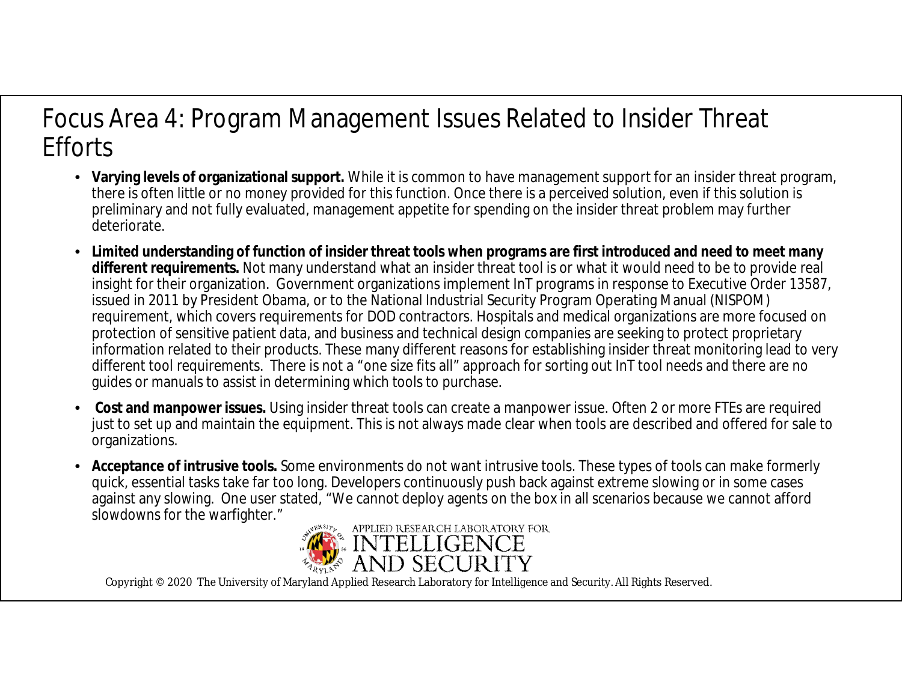# Focus Area 4: Program Management Issues Related to Insider Threat Efforts

- **Varying levels of organizational support.** While it is common to have management support for an insider threat program, there is often little or no money provided for this function. Once there is a perceived solution, even if this solution is preliminary and not fully evaluated, management appetite for spending on the insider threat problem may further deteriorate.
- **Limited understanding of function of insider threat tools when programs are first introduced and need to meet many different requirements.** Not many understand what an insider threat tool is or what it would need to be to provide real insight for their organization. Government organizations implement InT programs in response to Executive Order 13587, issued in 2011 by President Obama, or to the National Industrial Security Program Operating Manual (NISPOM) requirement, which covers requirements for DOD contractors. Hospitals and medical organizations are more focused on protection of sensitive patient data, and business and technical design companies are seeking to protect proprietary information related to their products. These many different reasons for establishing insider threat monitoring lead to very different tool requirements. There is not a "one size fits all" approach for sorting out InT tool needs and there are no guides or manuals to assist in determining which tools to purchase.
- **Cost and manpower issues.** Using insider threat tools can create a manpower issue. Often 2 or more FTEs are required just to set up and maintain the equipment. This is not always made clear when tools are described and offered for sale to organizations.
- **Acceptance of intrusive tools.** Some environments do not want intrusive tools. These types of tools can make formerly quick, essential tasks take far too long. Developers continuously push back against extreme slowing or in some cases against any slowing. One user stated, "We cannot deploy agents on the box in all scenarios because we cannot afford slowdowns for the warfighter."

APPLIED RESEARCH LABORATORY FOR INTELLIGENCE AND SECURITY

Copyright © 2020 The University of Maryland Applied Research Laboratory for Intelligence and Security. All Rights Reserved.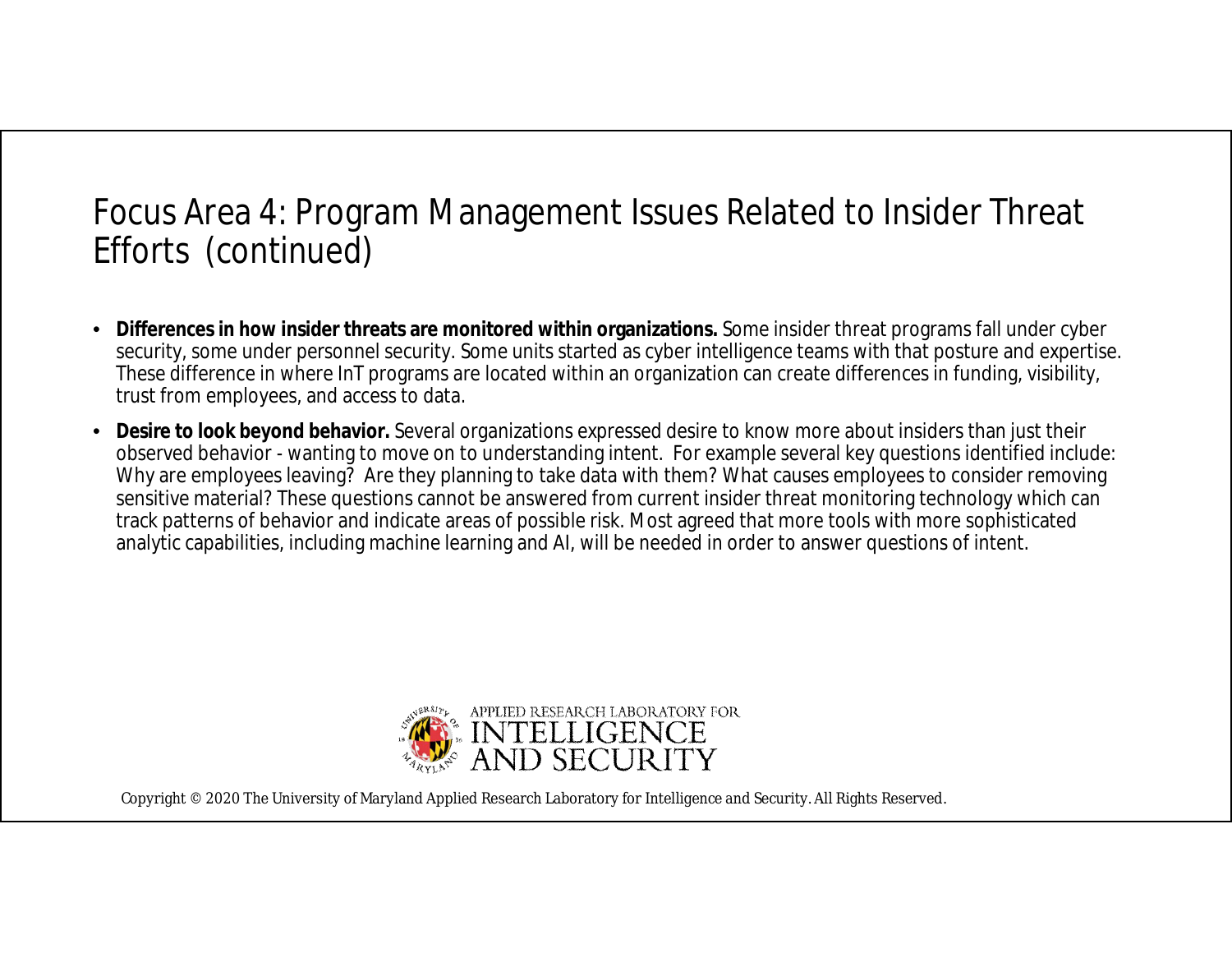# Focus Area 4: Program Management Issues Related to Insider Threat Efforts (continued)

- **Differences in how insider threats are monitored within organizations.** Some insider threat programs fall under cyber security, some under personnel security. Some units started as cyber intelligence teams with that posture and expertise. These difference in where InT programs are located within an organization can create differences in funding, visibility, trust from employees, and access to data.
- **Desire to look beyond behavior.** Several organizations expressed desire to know more about insiders than just their observed behavior - wanting to move on to understanding intent. For example several key questions identified include: Why are employees leaving? Are they planning to take data with them? What causes employees to consider removing sensitive material? These questions cannot be answered from current insider threat monitoring technology which can track patterns of behavior and indicate areas of possible risk. Most agreed that more tools with more sophisticated analytic capabilities, including machine learning and AI, will be needed in order to answer questions of intent.

APPLIED RESEARCH LABORATORY FOR INTELLIGENCE AND SECURITY

Copyright © 2020 The University of Maryland Applied Research Laboratory for Intelligence and Security. All Rights Reserved.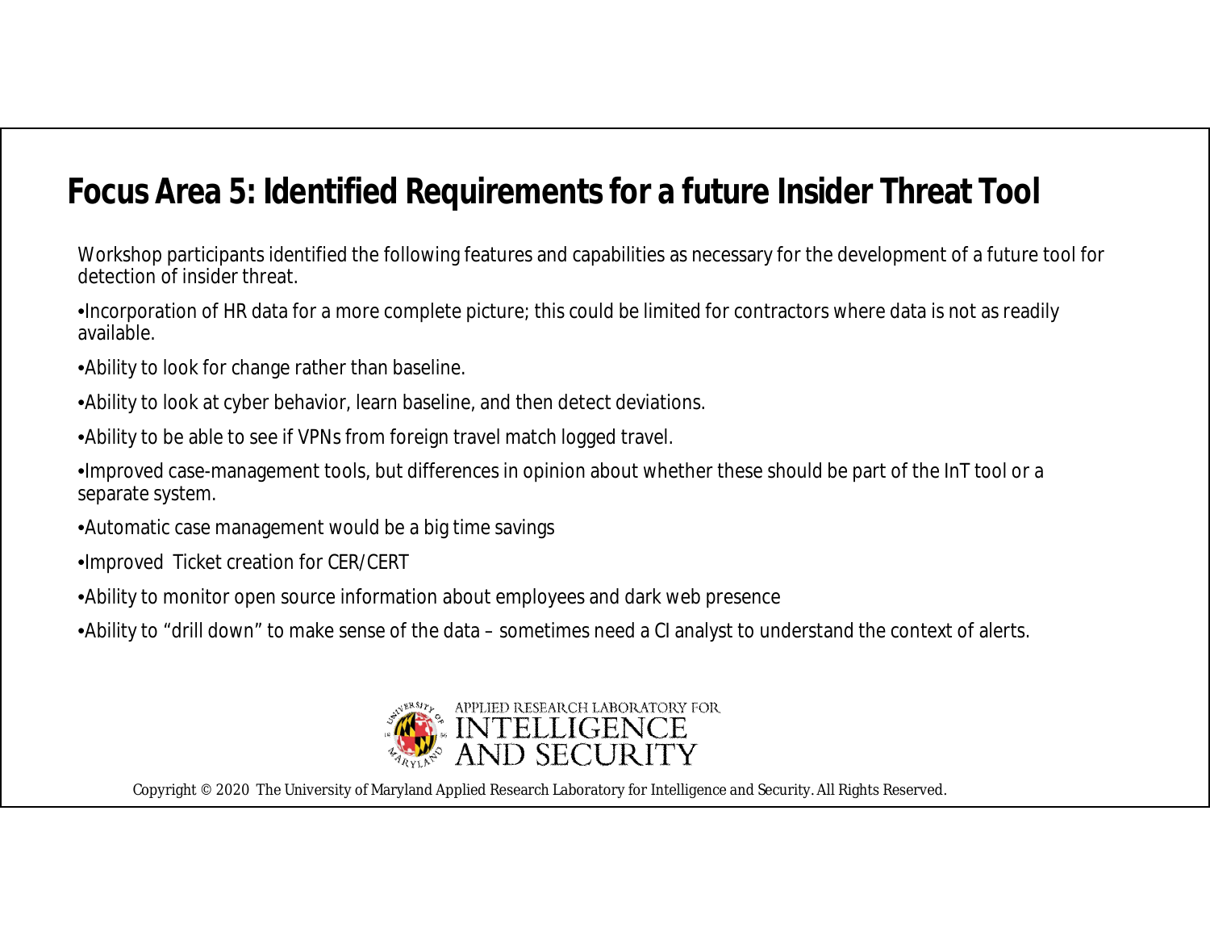# Focus Area 5: Identified Requirements for a future Insider Threat Tool

Workshop participants identified the following features and capabilities as necessary for the development of a future tool for detection of insider threat.

- Incorporation of HR data for a more complete picture; this could be limited for contractors where data is not as readily available.
- Ability to look for change rather than baseline.
- Ability to look at cyber behavior, learn baseline, and then detect deviations.
- Ability to be able to see if VPNs from foreign travel match logged travel.
- Improved case-management tools, but differences in opinion about whether these should be part of the InT tool or a separate system.
- Automatic case management would be a big time savings
- Improved Ticket creation for CER/CERT
- Ability to monitor open source information about employees and dark web presence
- Ability to “drill down” to make sense of the data – sometimes need a CI analyst to understand the context of alerts.

APPLIED RESEARCH LABORATORY FOR INTELLIGENCE AND SECURITY

Copyright © 2020 The University of Maryland Applied Research Laboratory for Intelligence and Security. All Rights Reserved.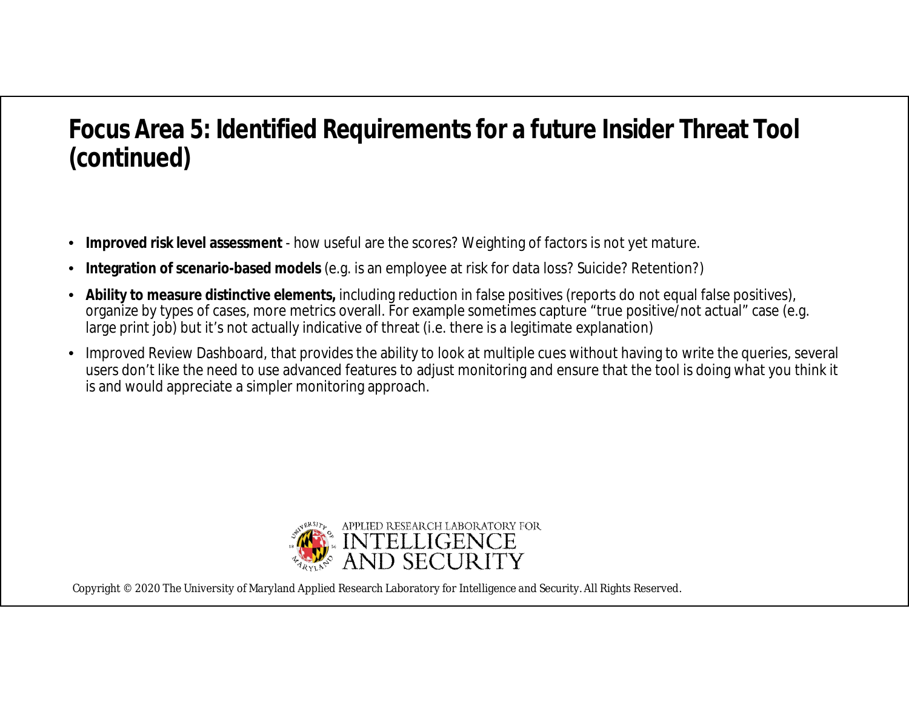# Focus Area 5: Identified Requirements for a future Insider Threat Tool (continued)

- **Improved risk level assessment** - how useful are the scores? Weighting of factors is not yet mature.
- **Integration of scenario-based models** (e.g. is an employee at risk for data loss? Suicide? Retention?)
- **Ability to measure distinctive elements,** including reduction in false positives (reports do not equal false positives), organize by types of cases, more metrics overall. For example sometimes capture "true positive/not actual" case (e.g. large print job) but it's not actually indicative of threat (i.e. there is a legitimate explanation)
- Improved Review Dashboard, that provides the ability to look at multiple cues without having to write the queries, several users don't like the need to use advanced features to adjust monitoring and ensure that the tool is doing what you think it is and would appreciate a simpler monitoring approach.

APPLIED RESEARCH LABORATORY FOR INTELLIGENCE AND SECURITY

Copyright © 2020 The University of Maryland Applied Research Laboratory for Intelligence and Security. All Rights Reserved.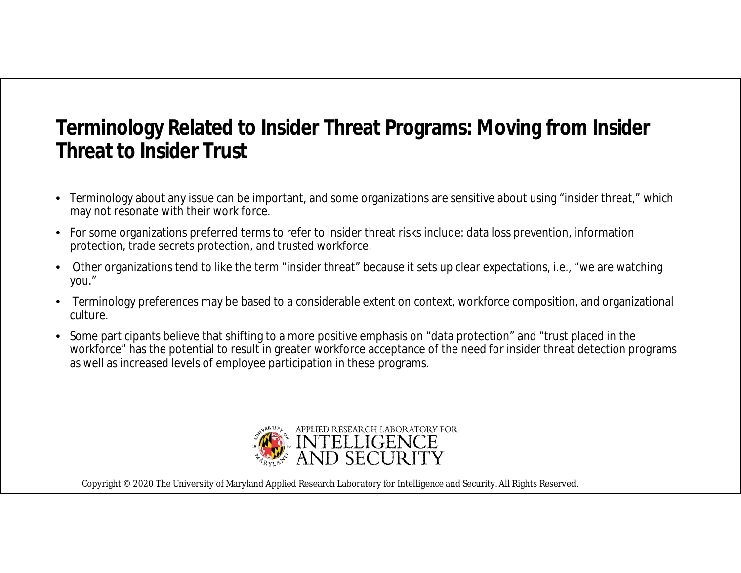## Terminology Related to Insider Threat Programs: Moving from Insider Threat to Insider Trust

- Terminology about any issue can be important, and some organizations are sensitive about using “insider threat,” which may not resonate with their work force.
- For some organizations preferred terms to refer to insider threat risks include: data loss prevention, information protection, trade secrets protection, and trusted workforce.
- Other organizations tend to like the term “insider threat” because it sets up clear expectations, i.e., “we are watching you.”
- Terminology preferences may be based to a considerable extent on context, workforce composition, and organizational culture.
- Some participants believe that shifting to a more positive emphasis on “data protection” and “trust placed in the workforce” has the potential to result in greater workforce acceptance of the need for insider threat detection programs as well as increased levels of employee participation in these programs.

APPLIED RESEARCH LABORATORY FOR INTELLIGENCE AND SECURITY

Copyright © 2020 The University of Maryland Applied Research Laboratory for Intelligence and Security. All Rights Reserved.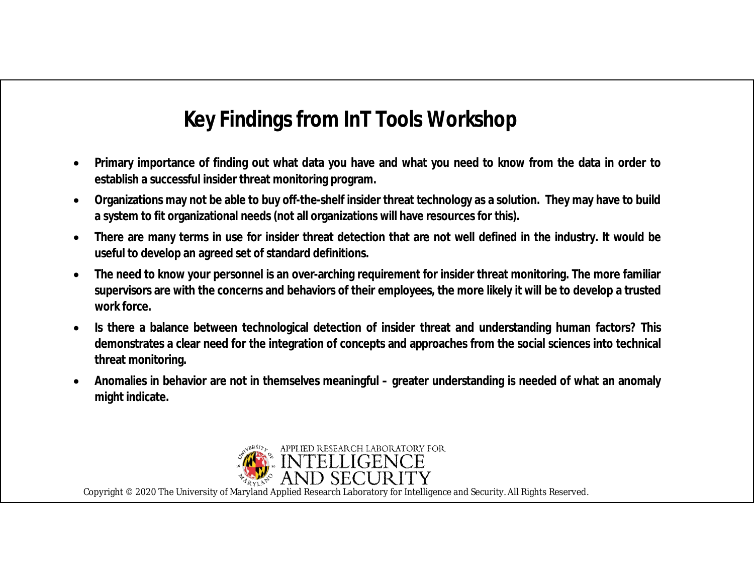# Key Findings from InT Tools Workshop

- Primary importance of finding out what data you have and what you need to know from the data in order to establish a successful insider threat monitoring program.
- Organizations may not be able to buy off-the-shelf insider threat technology as a solution. They may have to build a system to fit organizational needs (not all organizations will have resources for this).
- There are many terms in use for insider threat detection that are not well defined in the industry. It would be useful to develop an agreed set of standard definitions.
- The need to know your personnel is an over-arching requirement for insider threat monitoring. The more familiar supervisors are with the concerns and behaviors of their employees, the more likely it will be to develop a trusted work force.
- Is there a balance between technological detection of insider threat and understanding human factors? This demonstrates a clear need for the integration of concepts and approaches from the social sciences into technical threat monitoring.
- Anomalies in behavior are not in themselves meaningful – greater understanding is needed of what an anomaly might indicate.

APPLIED RESEARCH LABORATORY FOR INTELLIGENCE AND SECURITY

Copyright © 2020 The University of Maryland Applied Research Laboratory for Intelligence and Security. All Rights Reserved.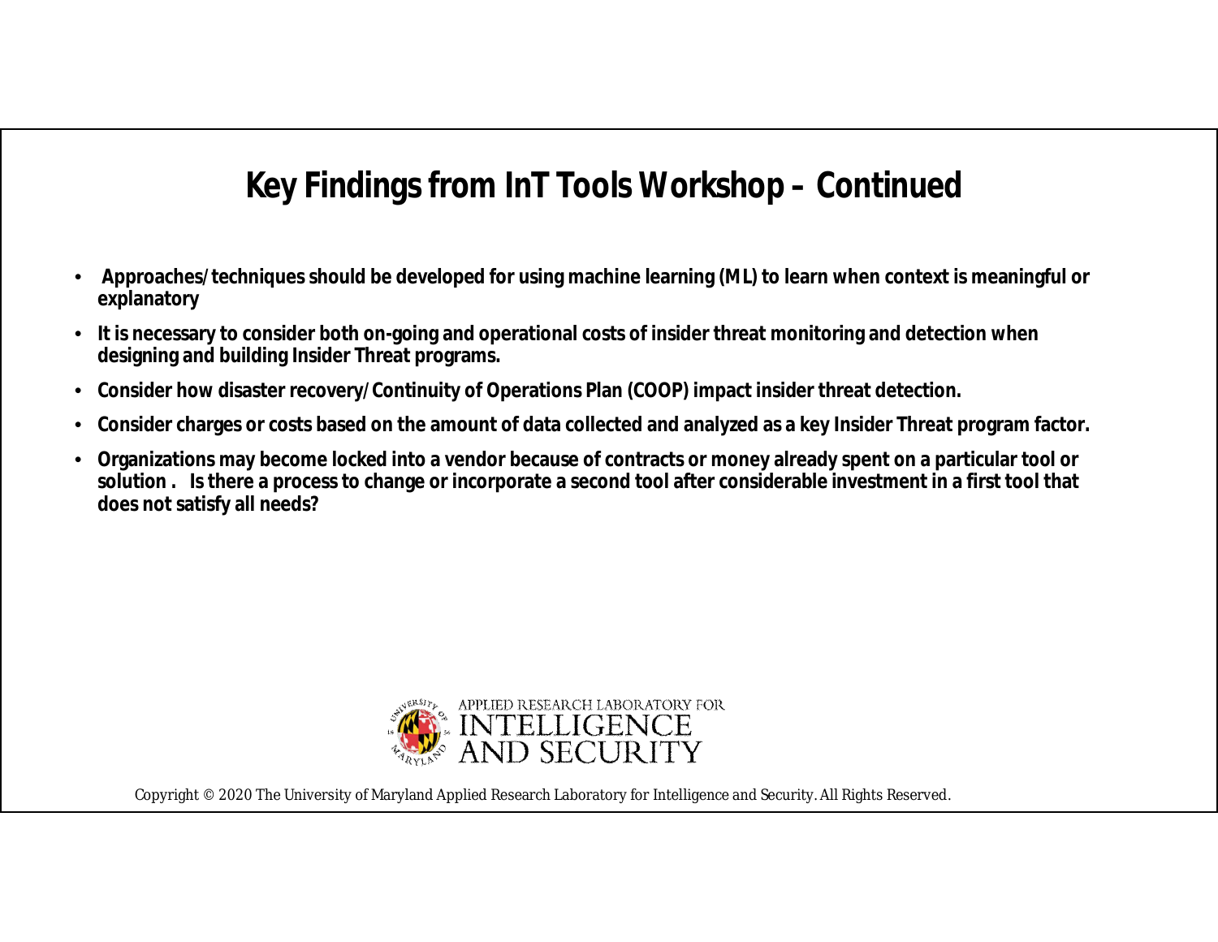# Key Findings from InT Tools Workshop – Continued

- **Approaches/techniques should be developed for using machine learning (ML) to learn when context is meaningful or explanatory**
- **It is necessary to consider both on-going and operational costs of insider threat monitoring and detection when designing and building Insider Threat programs.**
- **Consider how disaster recovery/Continuity of Operations Plan (COOP) impact insider threat detection.**
- **Consider charges or costs based on the amount of data collected and analyzed as a key Insider Threat program factor.**
- **Organizations may become locked into a vendor because of contracts or money already spent on a particular tool or solution . Is there a process to change or incorporate a second tool after considerable investment in a first tool that does not satisfy all needs?**

APPLIED RESEARCH LABORATORY FOR INTELLIGENCE AND SECURITY

Copyright © 2020 The University of Maryland Applied Research Laboratory for Intelligence and Security. All Rights Reserved.